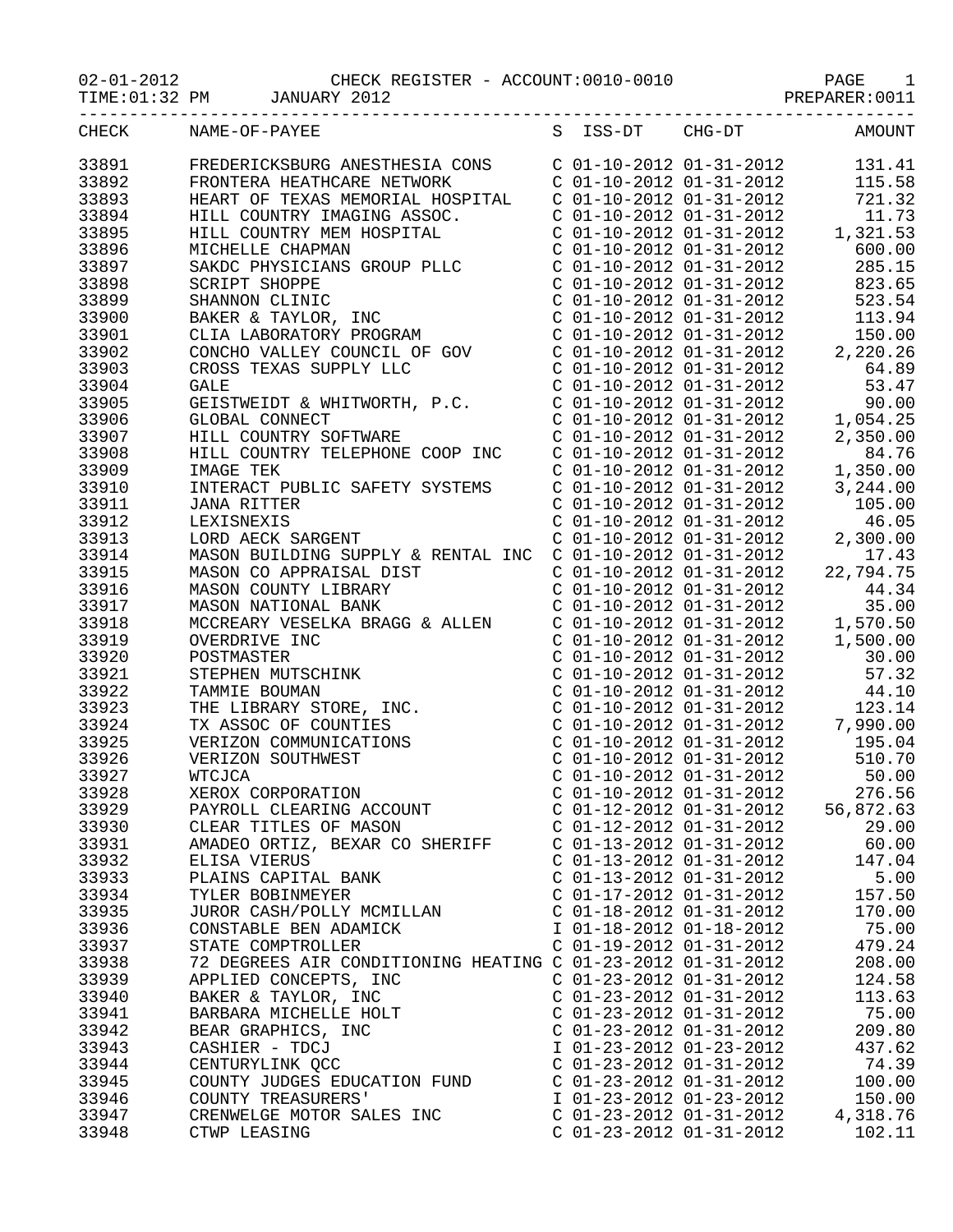02-01-2012 CHECK REGISTER - ACCOUNT:0010-0010
TIME:01:32 PM JANUARY 2012 PREPARER:0011

| CHECK | NAME-OF-PAYEE | S | ISS-DT | CHG-DT | AMOUNT |
|---|---|---|---|---|---|
| 33891 | FREDERICKSBURG ANESTHESIA CONS | C | 01-10-2012 | 01-31-2012 | 131.41 |
| 33892 | FRONTERA HEATHCARE NETWORK | C | 01-10-2012 | 01-31-2012 | 115.58 |
| 33893 | HEART OF TEXAS MEMORIAL HOSPITAL | C | 01-10-2012 | 01-31-2012 | 721.32 |
| 33894 | HILL COUNTRY IMAGING ASSOC. | C | 01-10-2012 | 01-31-2012 | 11.73 |
| 33895 | HILL COUNTRY MEM HOSPITAL | C | 01-10-2012 | 01-31-2012 | 1,321.53 |
| 33896 | MICHELLE CHAPMAN | C | 01-10-2012 | 01-31-2012 | 600.00 |
| 33897 | SAKDC PHYSICIANS GROUP PLLC | C | 01-10-2012 | 01-31-2012 | 285.15 |
| 33898 | SCRIPT SHOPPE | C | 01-10-2012 | 01-31-2012 | 823.65 |
| 33899 | SHANNON CLINIC | C | 01-10-2012 | 01-31-2012 | 523.54 |
| 33900 | BAKER & TAYLOR, INC | C | 01-10-2012 | 01-31-2012 | 113.94 |
| 33901 | CLIA LABORATORY PROGRAM | C | 01-10-2012 | 01-31-2012 | 150.00 |
| 33902 | CONCHO VALLEY COUNCIL OF GOV | C | 01-10-2012 | 01-31-2012 | 2,220.26 |
| 33903 | CROSS TEXAS SUPPLY LLC | C | 01-10-2012 | 01-31-2012 | 64.89 |
| 33904 | GALE | C | 01-10-2012 | 01-31-2012 | 53.47 |
| 33905 | GEISTWEIDT & WHITWORTH, P.C. | C | 01-10-2012 | 01-31-2012 | 90.00 |
| 33906 | GLOBAL CONNECT | C | 01-10-2012 | 01-31-2012 | 1,054.25 |
| 33907 | HILL COUNTRY SOFTWARE | C | 01-10-2012 | 01-31-2012 | 2,350.00 |
| 33908 | HILL COUNTRY TELEPHONE COOP INC | C | 01-10-2012 | 01-31-2012 | 84.76 |
| 33909 | IMAGE TEK | C | 01-10-2012 | 01-31-2012 | 1,350.00 |
| 33910 | INTERACT PUBLIC SAFETY SYSTEMS | C | 01-10-2012 | 01-31-2012 | 3,244.00 |
| 33911 | JANA RITTER | C | 01-10-2012 | 01-31-2012 | 105.00 |
| 33912 | LEXISNEXIS | C | 01-10-2012 | 01-31-2012 | 46.05 |
| 33913 | LORD AECK SARGENT | C | 01-10-2012 | 01-31-2012 | 2,300.00 |
| 33914 | MASON BUILDING SUPPLY & RENTAL INC | C | 01-10-2012 | 01-31-2012 | 17.43 |
| 33915 | MASON CO APPRAISAL DIST | C | 01-10-2012 | 01-31-2012 | 22,794.75 |
| 33916 | MASON COUNTY LIBRARY | C | 01-10-2012 | 01-31-2012 | 44.34 |
| 33917 | MASON NATIONAL BANK | C | 01-10-2012 | 01-31-2012 | 35.00 |
| 33918 | MCCREARY VESELKA BRAGG & ALLEN | C | 01-10-2012 | 01-31-2012 | 1,570.50 |
| 33919 | OVERDRIVE INC | C | 01-10-2012 | 01-31-2012 | 1,500.00 |
| 33920 | POSTMASTER | C | 01-10-2012 | 01-31-2012 | 30.00 |
| 33921 | STEPHEN MUTSCHINK | C | 01-10-2012 | 01-31-2012 | 57.32 |
| 33922 | TAMMIE BOUMAN | C | 01-10-2012 | 01-31-2012 | 44.10 |
| 33923 | THE LIBRARY STORE, INC. | C | 01-10-2012 | 01-31-2012 | 123.14 |
| 33924 | TX ASSOC OF COUNTIES | C | 01-10-2012 | 01-31-2012 | 7,990.00 |
| 33925 | VERIZON COMMUNICATIONS | C | 01-10-2012 | 01-31-2012 | 195.04 |
| 33926 | VERIZON SOUTHWEST | C | 01-10-2012 | 01-31-2012 | 510.70 |
| 33927 | WTCJCA | C | 01-10-2012 | 01-31-2012 | 50.00 |
| 33928 | XEROX CORPORATION | C | 01-10-2012 | 01-31-2012 | 276.56 |
| 33929 | PAYROLL CLEARING ACCOUNT | C | 01-12-2012 | 01-31-2012 | 56,872.63 |
| 33930 | CLEAR TITLES OF MASON | C | 01-12-2012 | 01-31-2012 | 29.00 |
| 33931 | AMADEO ORTIZ, BEXAR CO SHERIFF | C | 01-13-2012 | 01-31-2012 | 60.00 |
| 33932 | ELISA VIERUS | C | 01-13-2012 | 01-31-2012 | 147.04 |
| 33933 | PLAINS CAPITAL BANK | C | 01-13-2012 | 01-31-2012 | 5.00 |
| 33934 | TYLER BOBINMEYER | C | 01-17-2012 | 01-31-2012 | 157.50 |
| 33935 | JUROR CASH/POLLY MCMILLAN | C | 01-18-2012 | 01-31-2012 | 170.00 |
| 33936 | CONSTABLE BEN ADAMICK | I | 01-18-2012 | 01-18-2012 | 75.00 |
| 33937 | STATE COMPTROLLER | C | 01-19-2012 | 01-31-2012 | 479.24 |
| 33938 | 72 DEGREES AIR CONDITIONING HEATING | C | 01-23-2012 | 01-31-2012 | 208.00 |
| 33939 | APPLIED CONCEPTS, INC | C | 01-23-2012 | 01-31-2012 | 124.58 |
| 33940 | BAKER & TAYLOR, INC | C | 01-23-2012 | 01-31-2012 | 113.63 |
| 33941 | BARBARA MICHELLE HOLT | C | 01-23-2012 | 01-31-2012 | 75.00 |
| 33942 | BEAR GRAPHICS, INC | C | 01-23-2012 | 01-31-2012 | 209.80 |
| 33943 | CASHIER - TDCJ | I | 01-23-2012 | 01-23-2012 | 437.62 |
| 33944 | CENTURYLINK QCC | C | 01-23-2012 | 01-31-2012 | 74.39 |
| 33945 | COUNTY JUDGES EDUCATION FUND | C | 01-23-2012 | 01-31-2012 | 100.00 |
| 33946 | COUNTY TREASURERS' | I | 01-23-2012 | 01-23-2012 | 150.00 |
| 33947 | CRENWELGE MOTOR SALES INC | C | 01-23-2012 | 01-31-2012 | 4,318.76 |
| 33948 | CTWP LEASING | C | 01-23-2012 | 01-31-2012 | 102.11 |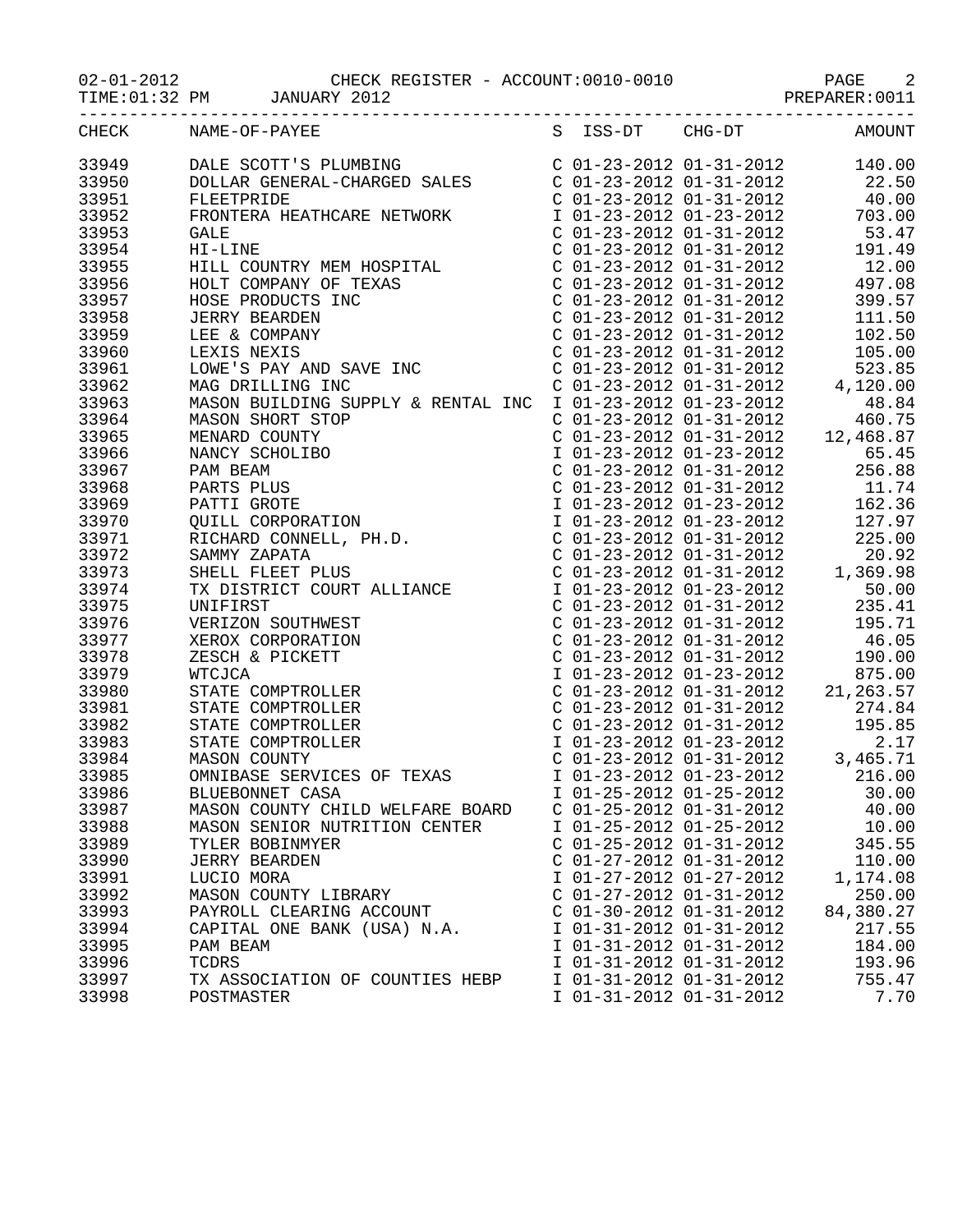02-01-2012 CHECK REGISTER - ACCOUNT:0010-0010
TIME:01:32 PM JANUARY 2012 PREPARER:0011

| CHECK | NAME-OF-PAYEE | S | ISS-DT | CHG-DT | AMOUNT |
|---|---|---|---|---|---|
| 33949 | DALE SCOTT'S PLUMBING | C | 01-23-2012 | 01-31-2012 | 140.00 |
| 33950 | DOLLAR GENERAL-CHARGED SALES | C | 01-23-2012 | 01-31-2012 | 22.50 |
| 33951 | FLEETPRIDE | C | 01-23-2012 | 01-31-2012 | 40.00 |
| 33952 | FRONTERA HEATHCARE NETWORK | I | 01-23-2012 | 01-23-2012 | 703.00 |
| 33953 | GALE | C | 01-23-2012 | 01-31-2012 | 53.47 |
| 33954 | HI-LINE | C | 01-23-2012 | 01-31-2012 | 191.49 |
| 33955 | HILL COUNTRY MEM HOSPITAL | C | 01-23-2012 | 01-31-2012 | 12.00 |
| 33956 | HOLT COMPANY OF TEXAS | C | 01-23-2012 | 01-31-2012 | 497.08 |
| 33957 | HOSE PRODUCTS INC | C | 01-23-2012 | 01-31-2012 | 399.57 |
| 33958 | JERRY BEARDEN | C | 01-23-2012 | 01-31-2012 | 111.50 |
| 33959 | LEE & COMPANY | C | 01-23-2012 | 01-31-2012 | 102.50 |
| 33960 | LEXIS NEXIS | C | 01-23-2012 | 01-31-2012 | 105.00 |
| 33961 | LOWE'S PAY AND SAVE INC | C | 01-23-2012 | 01-31-2012 | 523.85 |
| 33962 | MAG DRILLING INC | C | 01-23-2012 | 01-31-2012 | 4,120.00 |
| 33963 | MASON BUILDING SUPPLY & RENTAL INC | I | 01-23-2012 | 01-23-2012 | 48.84 |
| 33964 | MASON SHORT STOP | C | 01-23-2012 | 01-31-2012 | 460.75 |
| 33965 | MENARD COUNTY | C | 01-23-2012 | 01-31-2012 | 12,468.87 |
| 33966 | NANCY SCHOLIBO | I | 01-23-2012 | 01-23-2012 | 65.45 |
| 33967 | PAM BEAM | C | 01-23-2012 | 01-31-2012 | 256.88 |
| 33968 | PARTS PLUS | C | 01-23-2012 | 01-31-2012 | 11.74 |
| 33969 | PATTI GROTE | I | 01-23-2012 | 01-23-2012 | 162.36 |
| 33970 | QUILL CORPORATION | I | 01-23-2012 | 01-23-2012 | 127.97 |
| 33971 | RICHARD CONNELL, PH.D. | C | 01-23-2012 | 01-31-2012 | 225.00 |
| 33972 | SAMMY ZAPATA | C | 01-23-2012 | 01-31-2012 | 20.92 |
| 33973 | SHELL FLEET PLUS | C | 01-23-2012 | 01-31-2012 | 1,369.98 |
| 33974 | TX DISTRICT COURT ALLIANCE | I | 01-23-2012 | 01-23-2012 | 50.00 |
| 33975 | UNIFIRST | C | 01-23-2012 | 01-31-2012 | 235.41 |
| 33976 | VERIZON SOUTHWEST | C | 01-23-2012 | 01-31-2012 | 195.71 |
| 33977 | XEROX CORPORATION | C | 01-23-2012 | 01-31-2012 | 46.05 |
| 33978 | ZESCH & PICKETT | C | 01-23-2012 | 01-31-2012 | 190.00 |
| 33979 | WTCJCA | I | 01-23-2012 | 01-23-2012 | 875.00 |
| 33980 | STATE COMPTROLLER | C | 01-23-2012 | 01-31-2012 | 21,263.57 |
| 33981 | STATE COMPTROLLER | C | 01-23-2012 | 01-31-2012 | 274.84 |
| 33982 | STATE COMPTROLLER | C | 01-23-2012 | 01-31-2012 | 195.85 |
| 33983 | STATE COMPTROLLER | I | 01-23-2012 | 01-23-2012 | 2.17 |
| 33984 | MASON COUNTY | C | 01-23-2012 | 01-31-2012 | 3,465.71 |
| 33985 | OMNIBASE SERVICES OF TEXAS | I | 01-23-2012 | 01-23-2012 | 216.00 |
| 33986 | BLUEBONNET CASA | I | 01-25-2012 | 01-25-2012 | 30.00 |
| 33987 | MASON COUNTY CHILD WELFARE BOARD | C | 01-25-2012 | 01-31-2012 | 40.00 |
| 33988 | MASON SENIOR NUTRITION CENTER | I | 01-25-2012 | 01-25-2012 | 10.00 |
| 33989 | TYLER BOBINMYER | C | 01-25-2012 | 01-31-2012 | 345.55 |
| 33990 | JERRY BEARDEN | C | 01-27-2012 | 01-31-2012 | 110.00 |
| 33991 | LUCIO MORA | I | 01-27-2012 | 01-27-2012 | 1,174.08 |
| 33992 | MASON COUNTY LIBRARY | C | 01-27-2012 | 01-31-2012 | 250.00 |
| 33993 | PAYROLL CLEARING ACCOUNT | C | 01-30-2012 | 01-31-2012 | 84,380.27 |
| 33994 | CAPITAL ONE BANK (USA) N.A. | I | 01-31-2012 | 01-31-2012 | 217.55 |
| 33995 | PAM BEAM | I | 01-31-2012 | 01-31-2012 | 184.00 |
| 33996 | TCDRS | I | 01-31-2012 | 01-31-2012 | 193.96 |
| 33997 | TX ASSOCIATION OF COUNTIES HEBP | I | 01-31-2012 | 01-31-2012 | 755.47 |
| 33998 | POSTMASTER | I | 01-31-2012 | 01-31-2012 | 7.70 |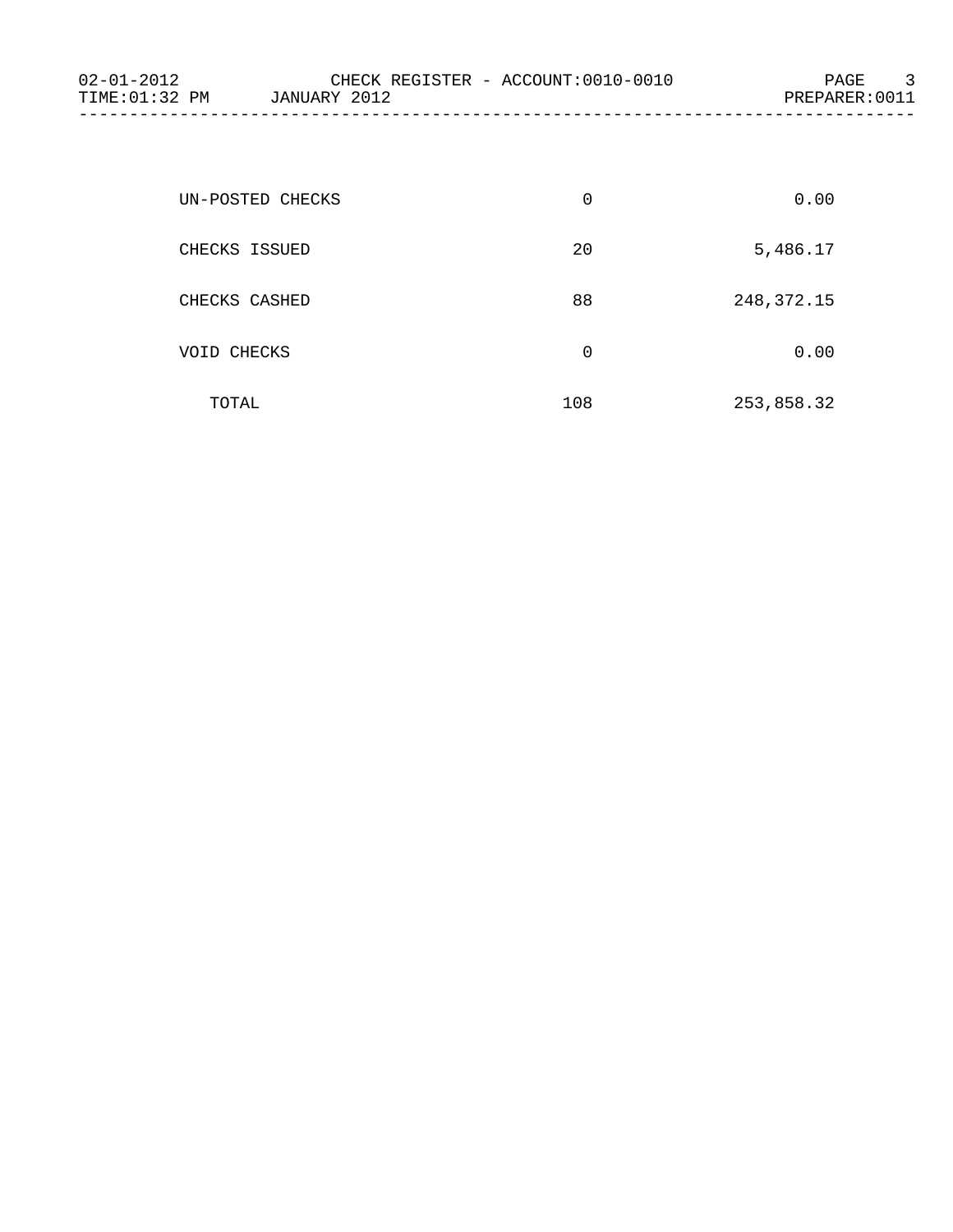| | | |
|---|---|---|
| UN-POSTED CHECKS | 0 | 0.00 |
| CHECKS ISSUED | 20 | 5,486.17 |
| CHECKS CASHED | 88 | 248,372.15 |
| VOID CHECKS | 0 | 0.00 |
| TOTAL | 108 | 253,858.32 |